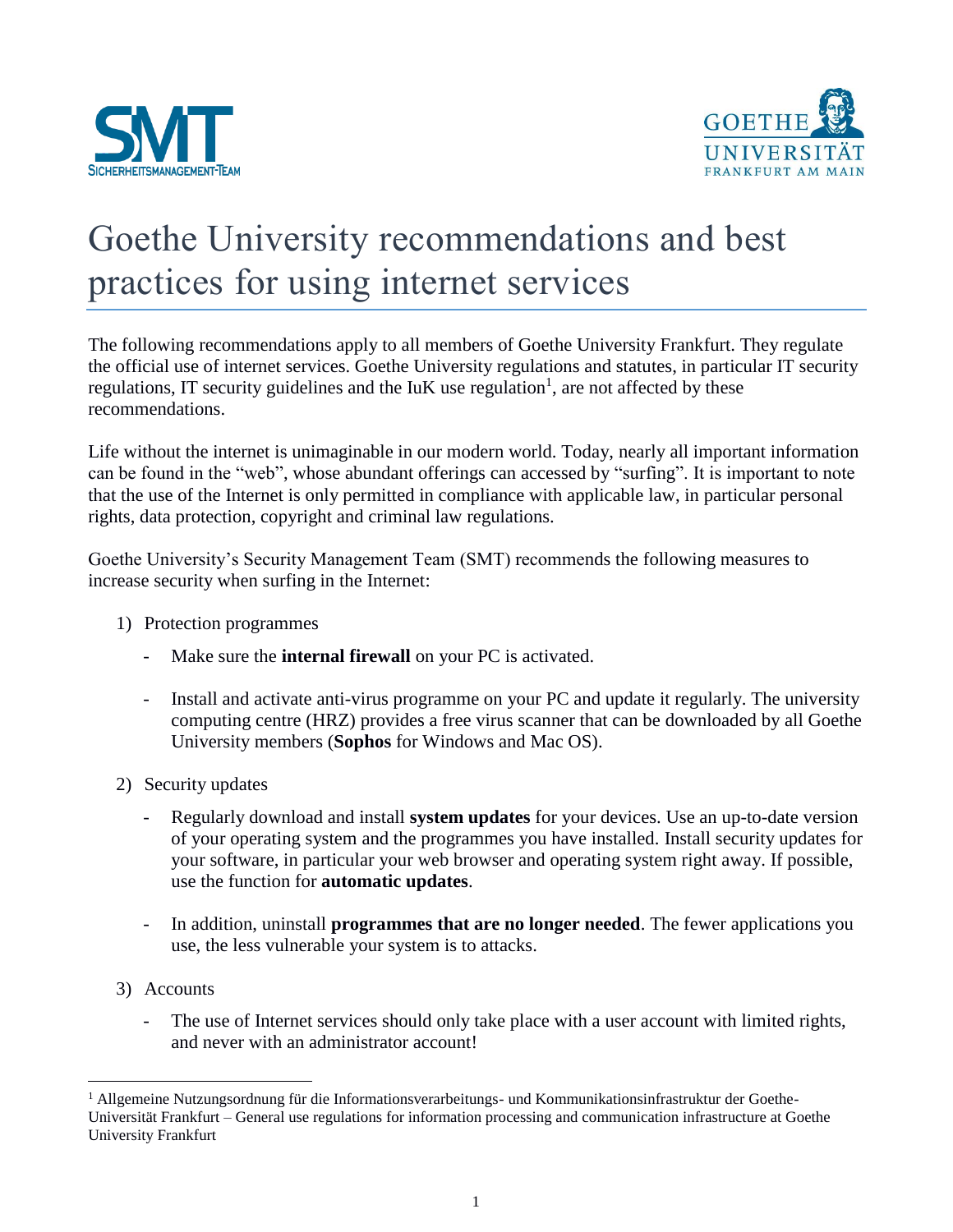# Goethe University recommendations and best practices for using internet services

The following recommendations apply to all members of Goethe University Frankfurt. They regulate the official use of internet services. Goethe University regulations and statutes, in particular IT security regulations, IT security guidelines and the IuK use regulation[1], are not affected by these recommendations.

Life without the internet is unimaginable in our modern world. Today, nearly all important information can be found in the "web", whose abundant offerings can accessed by "surfing". It is important to note that the use of the Internet is only permitted in compliance with applicable law, in particular personal rights, data protection, copyright and criminal law regulations.

Goethe University's Security Management Team (SMT) recommends the following measures to increase security when surfing in the Internet:

1) Protection programmes

   - Make sure the **internal firewall** on your PC is activated.

   - Install and activate anti-virus programme on your PC and update it regularly. The university computing centre (HRZ) provides a free virus scanner that can be downloaded by all Goethe University members (**Sophos** for Windows and Mac OS).

2) Security updates

   - Regularly download and install **system updates** for your devices. Use an up-to-date version of your operating system and the programmes you have installed. Install security updates for your software, in particular your web browser and operating system right away. If possible, use the function for **automatic updates**.

   - In addition, uninstall **programmes that are no longer needed**. The fewer applications you use, the less vulnerable your system is to attacks.

3) Accounts

   - The use of Internet services should only take place with a user account with limited rights, and never with an administrator account!

---

[1] Allgemeine Nutzungsordnung für die Informationsverarbeitungs- und Kommunikationsinfrastruktur der Goethe-Universität Frankfurt – General use regulations for information processing and communication infrastructure at Goethe University Frankfurt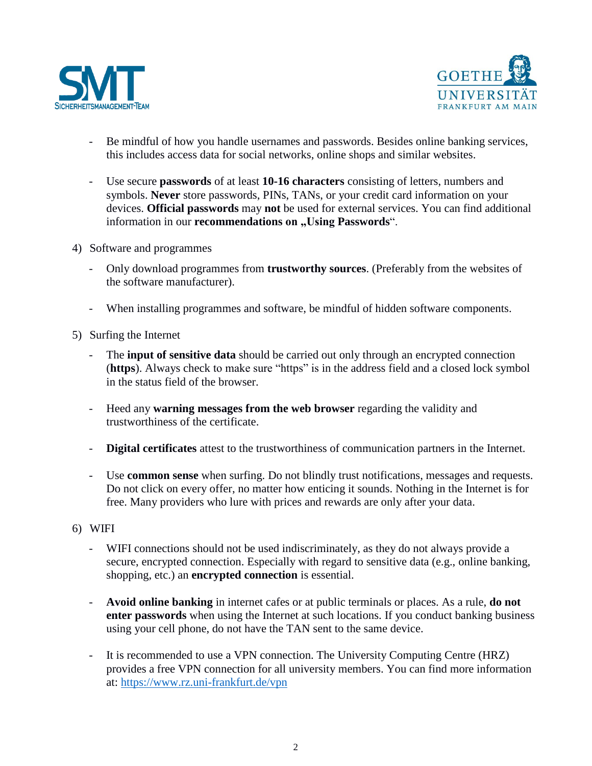- Be mindful of how you handle usernames and passwords. Besides online banking services, this includes access data for social networks, online shops and similar websites.

- Use secure **passwords** of at least **10-16 characters** consisting of letters, numbers and symbols. **Never** store passwords, PINs, TANs, or your credit card information on your devices. **Official passwords** may **not** be used for external services. You can find additional information in our **recommendations on „Using Passwords**“.

4) Software and programmes

   - Only download programmes from **trustworthy sources**. (Preferably from the websites of the software manufacturer).

   - When installing programmes and software, be mindful of hidden software components.

5) Surfing the Internet

   - The **input of sensitive data** should be carried out only through an encrypted connection (**https**). Always check to make sure "https" is in the address field and a closed lock symbol in the status field of the browser.

   - Heed any **warning messages from the web browser** regarding the validity and trustworthiness of the certificate.

   - **Digital certificates** attest to the trustworthiness of communication partners in the Internet.

   - Use **common sense** when surfing. Do not blindly trust notifications, messages and requests. Do not click on every offer, no matter how enticing it sounds. Nothing in the Internet is for free. Many providers who lure with prices and rewards are only after your data.

6) WIFI

   - WIFI connections should not be used indiscriminately, as they do not always provide a secure, encrypted connection. Especially with regard to sensitive data (e.g., online banking, shopping, etc.) an **encrypted connection** is essential.

   - **Avoid online banking** in internet cafes or at public terminals or places. As a rule, **do not enter passwords** when using the Internet at such locations. If you conduct banking business using your cell phone, do not have the TAN sent to the same device.

   - It is recommended to use a VPN connection. The University Computing Centre (HRZ) provides a free VPN connection for all university members. You can find more information at: https://www.rz.uni-frankfurt.de/vpn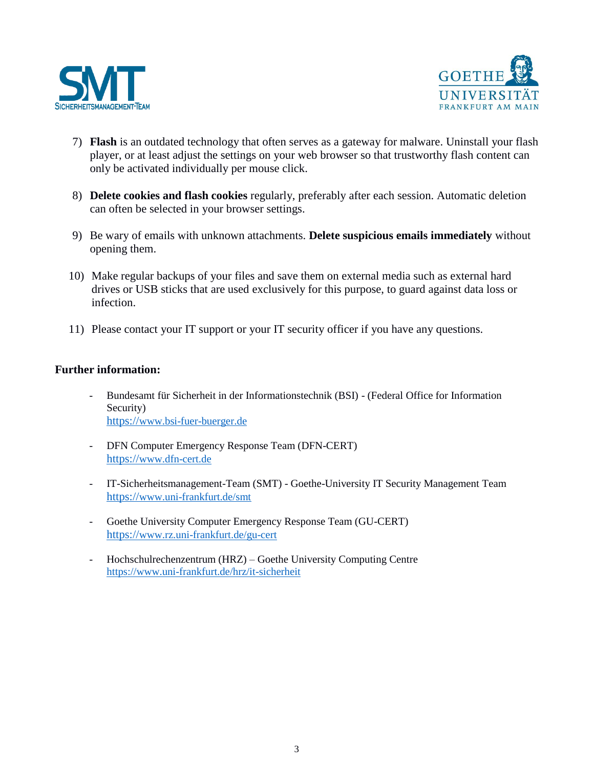7) **Flash** is an outdated technology that often serves as a gateway for malware. Uninstall your flash player, or at least adjust the settings on your web browser so that trustworthy flash content can only be activated individually per mouse click.

8) **Delete cookies and flash cookies** regularly, preferably after each session. Automatic deletion can often be selected in your browser settings.

9) Be wary of emails with unknown attachments. **Delete suspicious emails immediately** without opening them.

10) Make regular backups of your files and save them on external media such as external hard drives or USB sticks that are used exclusively for this purpose, to guard against data loss or infection.

11) Please contact your IT support or your IT security officer if you have any questions.

**Further information:**

- Bundesamt für Sicherheit in der Informationstechnik (BSI) - (Federal Office for Information Security)
  https://www.bsi-fuer-buerger.de

- DFN Computer Emergency Response Team (DFN-CERT)
  https://www.dfn-cert.de

- IT-Sicherheitsmanagement-Team (SMT) - Goethe-University IT Security Management Team
  https://www.uni-frankfurt.de/smt

- Goethe University Computer Emergency Response Team (GU-CERT)
  https://www.rz.uni-frankfurt.de/gu-cert

- Hochschulrechenzentrum (HRZ) – Goethe University Computing Centre
  https://www.uni-frankfurt.de/hrz/it-sicherheit